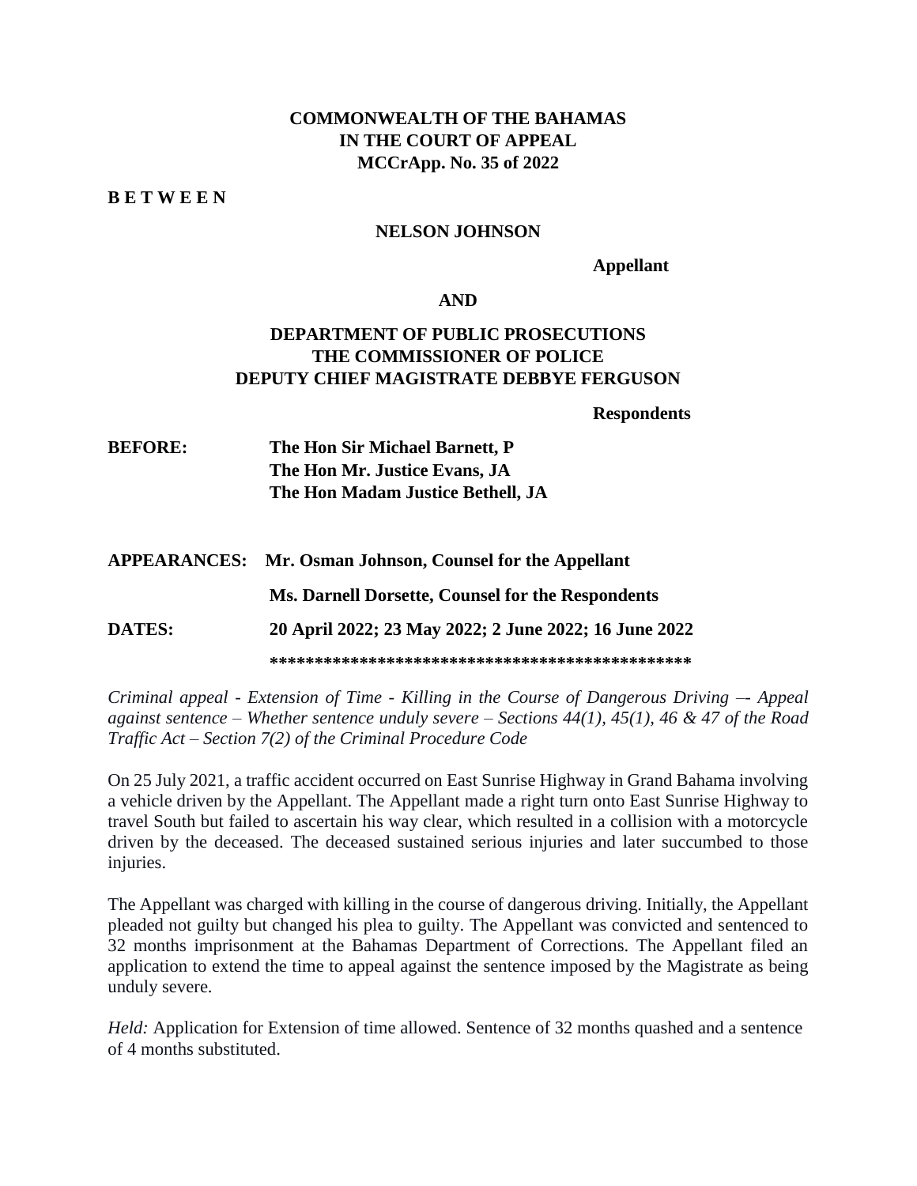**COMMONWEALTH OF THE BAHAMAS**
**IN THE COURT OF APPEAL**
**MCCrApp. No. 35 of 2022**

**B E T W E E N**

**NELSON JOHNSON**

**Appellant**

**AND**

**DEPARTMENT OF PUBLIC PROSECUTIONS**
**THE COMMISSIONER OF POLICE**
**DEPUTY CHIEF MAGISTRATE DEBBYE FERGUSON**

**Respondents**

**BEFORE:** **The Hon Sir Michael Barnett, P**
**The Hon Mr. Justice Evans, JA**
**The Hon Madam Justice Bethell, JA**

**APPEARANCES:** **Mr. Osman Johnson, Counsel for the Appellant**

**Ms. Darnell Dorsette, Counsel for the Respondents**

**DATES:** **20 April 2022; 23 May 2022; 2 June 2022; 16 June 2022**

**\*\*\*\*\*\*\*\*\*\*\*\*\*\*\*\*\*\*\*\*\*\*\*\*\*\*\*\*\*\*\*\*\*\*\*\*\*\*\*\*\*\*\*\*\*\*\*\*\***

*Criminal appeal - Extension of Time - Killing in the Course of Dangerous Driving –- Appeal against sentence – Whether sentence unduly severe – Sections 44(1), 45(1), 46 & 47 of the Road Traffic Act – Section 7(2) of the Criminal Procedure Code*

On 25 July 2021, a traffic accident occurred on East Sunrise Highway in Grand Bahama involving a vehicle driven by the Appellant. The Appellant made a right turn onto East Sunrise Highway to travel South but failed to ascertain his way clear, which resulted in a collision with a motorcycle driven by the deceased. The deceased sustained serious injuries and later succumbed to those injuries.

The Appellant was charged with killing in the course of dangerous driving. Initially, the Appellant pleaded not guilty but changed his plea to guilty. The Appellant was convicted and sentenced to 32 months imprisonment at the Bahamas Department of Corrections. The Appellant filed an application to extend the time to appeal against the sentence imposed by the Magistrate as being unduly severe.

*Held:* Application for Extension of time allowed. Sentence of 32 months quashed and a sentence of 4 months substituted.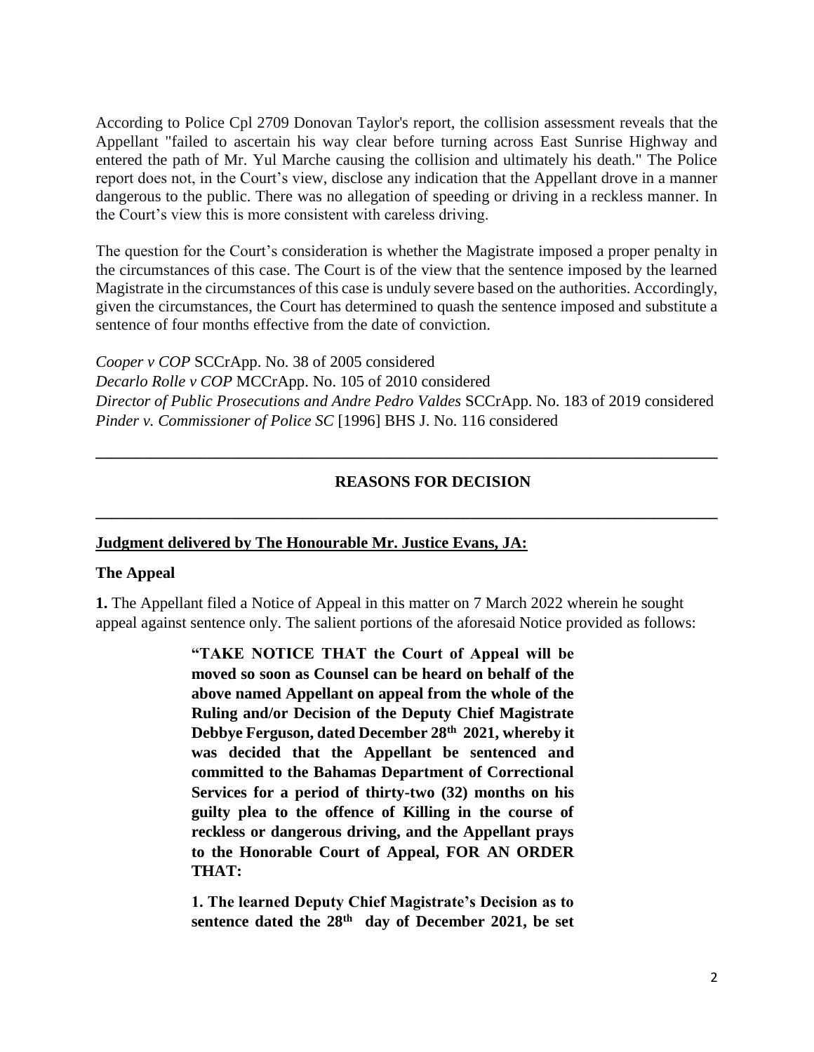According to Police Cpl 2709 Donovan Taylor's report, the collision assessment reveals that the Appellant "failed to ascertain his way clear before turning across East Sunrise Highway and entered the path of Mr. Yul Marche causing the collision and ultimately his death." The Police report does not, in the Court's view, disclose any indication that the Appellant drove in a manner dangerous to the public. There was no allegation of speeding or driving in a reckless manner. In the Court's view this is more consistent with careless driving.

The question for the Court's consideration is whether the Magistrate imposed a proper penalty in the circumstances of this case. The Court is of the view that the sentence imposed by the learned Magistrate in the circumstances of this case is unduly severe based on the authorities. Accordingly, given the circumstances, the Court has determined to quash the sentence imposed and substitute a sentence of four months effective from the date of conviction.

*Cooper v COP* SCCrApp. No. 38 of 2005 considered
*Decarlo Rolle v COP* MCCrApp. No. 105 of 2010 considered
*Director of Public Prosecutions and Andre Pedro Valdes* SCCrApp. No. 183 of 2019 considered
*Pinder v. Commissioner of Police SC* [1996] BHS J. No. 116 considered

---

## REASONS FOR DECISION

---

**Judgment delivered by The Honourable Mr. Justice Evans, JA:**

### The Appeal

**1.** The Appellant filed a Notice of Appeal in this matter on 7 March 2022 wherein he sought appeal against sentence only. The salient portions of the aforesaid Notice provided as follows:

> **"TAKE NOTICE THAT the Court of Appeal will be moved so soon as Counsel can be heard on behalf of the above named Appellant on appeal from the whole of the Ruling and/or Decision of the Deputy Chief Magistrate Debbye Ferguson, dated December 28th 2021, whereby it was decided that the Appellant be sentenced and committed to the Bahamas Department of Correctional Services for a period of thirty-two (32) months on his guilty plea to the offence of Killing in the course of reckless or dangerous driving, and the Appellant prays to the Honorable Court of Appeal, FOR AN ORDER THAT:**
>
> **1. The learned Deputy Chief Magistrate's Decision as to sentence dated the 28th day of December 2021, be set**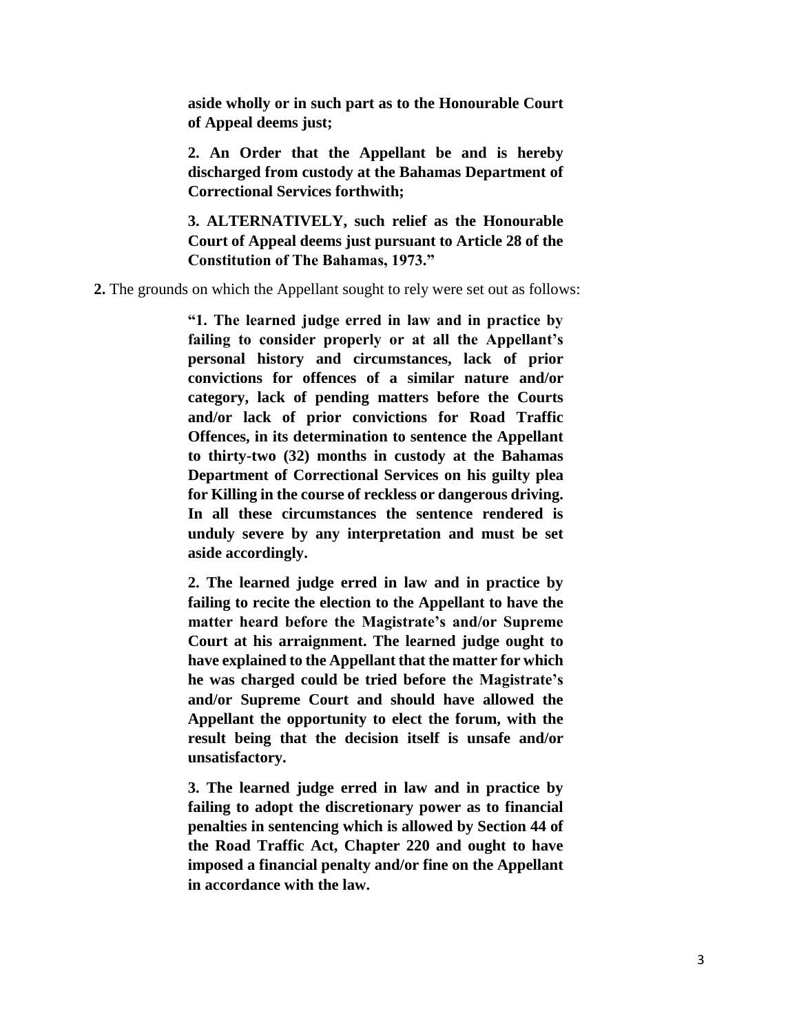**aside wholly or in such part as to the Honourable Court of Appeal deems just;**

**2. An Order that the Appellant be and is hereby discharged from custody at the Bahamas Department of Correctional Services forthwith;**

**3. ALTERNATIVELY, such relief as the Honourable Court of Appeal deems just pursuant to Article 28 of the Constitution of The Bahamas, 1973."**

**2.** The grounds on which the Appellant sought to rely were set out as follows:

> **"1. The learned judge erred in law and in practice by failing to consider properly or at all the Appellant's personal history and circumstances, lack of prior convictions for offences of a similar nature and/or category, lack of pending matters before the Courts and/or lack of prior convictions for Road Traffic Offences, in its determination to sentence the Appellant to thirty-two (32) months in custody at the Bahamas Department of Correctional Services on his guilty plea for Killing in the course of reckless or dangerous driving. In all these circumstances the sentence rendered is unduly severe by any interpretation and must be set aside accordingly.**
>
> **2. The learned judge erred in law and in practice by failing to recite the election to the Appellant to have the matter heard before the Magistrate's and/or Supreme Court at his arraignment. The learned judge ought to have explained to the Appellant that the matter for which he was charged could be tried before the Magistrate's and/or Supreme Court and should have allowed the Appellant the opportunity to elect the forum, with the result being that the decision itself is unsafe and/or unsatisfactory.**
>
> **3. The learned judge erred in law and in practice by failing to adopt the discretionary power as to financial penalties in sentencing which is allowed by Section 44 of the Road Traffic Act, Chapter 220 and ought to have imposed a financial penalty and/or fine on the Appellant in accordance with the law.**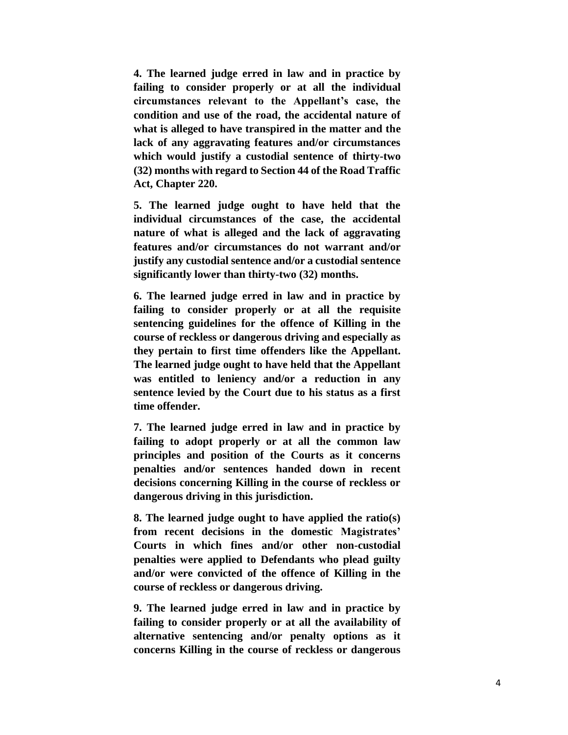**4. The learned judge erred in law and in practice by failing to consider properly or at all the individual circumstances relevant to the Appellant's case, the condition and use of the road, the accidental nature of what is alleged to have transpired in the matter and the lack of any aggravating features and/or circumstances which would justify a custodial sentence of thirty-two (32) months with regard to Section 44 of the Road Traffic Act, Chapter 220.**

**5. The learned judge ought to have held that the individual circumstances of the case, the accidental nature of what is alleged and the lack of aggravating features and/or circumstances do not warrant and/or justify any custodial sentence and/or a custodial sentence significantly lower than thirty-two (32) months.**

**6. The learned judge erred in law and in practice by failing to consider properly or at all the requisite sentencing guidelines for the offence of Killing in the course of reckless or dangerous driving and especially as they pertain to first time offenders like the Appellant. The learned judge ought to have held that the Appellant was entitled to leniency and/or a reduction in any sentence levied by the Court due to his status as a first time offender.**

**7. The learned judge erred in law and in practice by failing to adopt properly or at all the common law principles and position of the Courts as it concerns penalties and/or sentences handed down in recent decisions concerning Killing in the course of reckless or dangerous driving in this jurisdiction.**

**8. The learned judge ought to have applied the ratio(s) from recent decisions in the domestic Magistrates' Courts in which fines and/or other non-custodial penalties were applied to Defendants who plead guilty and/or were convicted of the offence of Killing in the course of reckless or dangerous driving.**

**9. The learned judge erred in law and in practice by failing to consider properly or at all the availability of alternative sentencing and/or penalty options as it concerns Killing in the course of reckless or dangerous**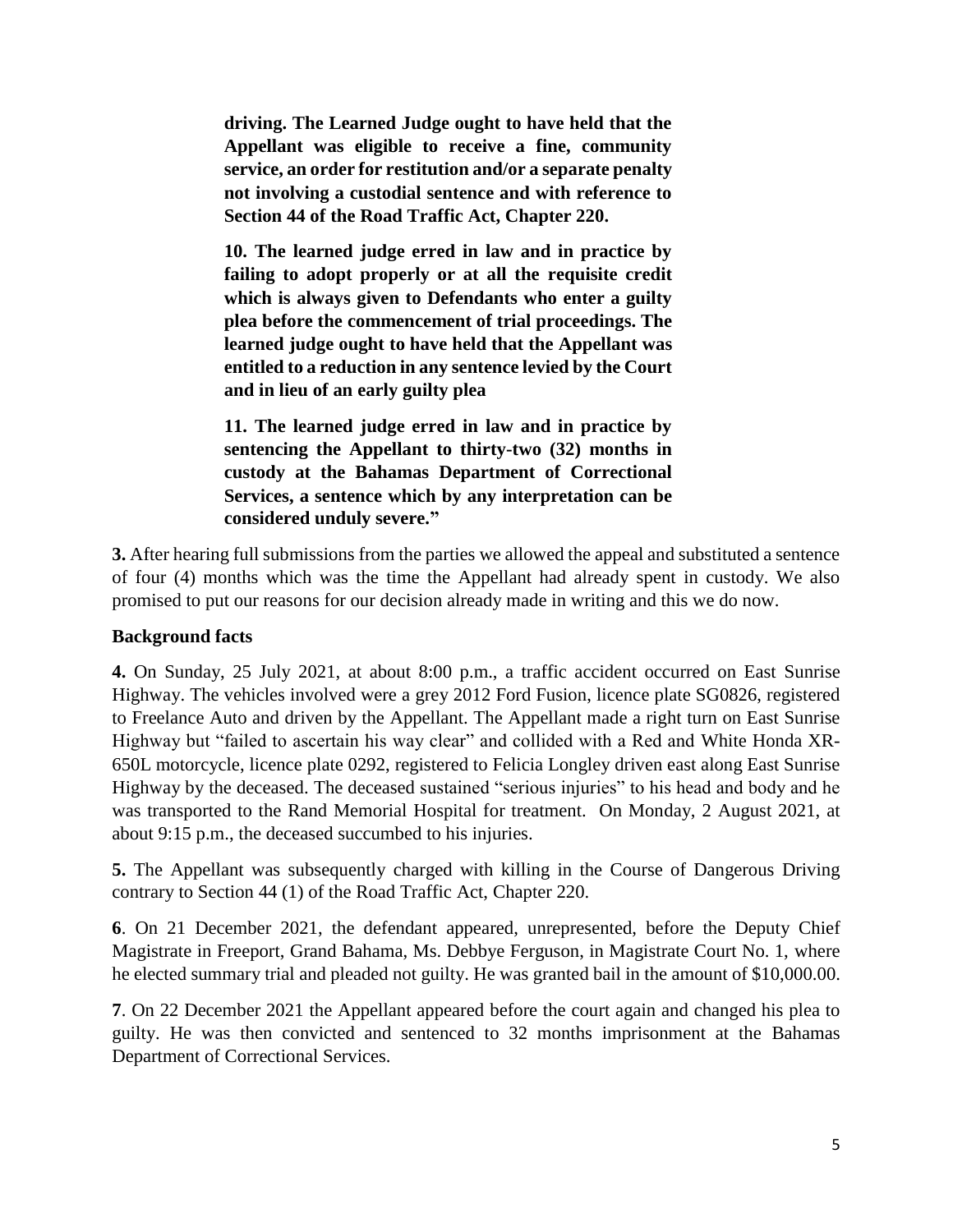**driving. The Learned Judge ought to have held that the Appellant was eligible to receive a fine, community service, an order for restitution and/or a separate penalty not involving a custodial sentence and with reference to Section 44 of the Road Traffic Act, Chapter 220.**

**10. The learned judge erred in law and in practice by failing to adopt properly or at all the requisite credit which is always given to Defendants who enter a guilty plea before the commencement of trial proceedings. The learned judge ought to have held that the Appellant was entitled to a reduction in any sentence levied by the Court and in lieu of an early guilty plea**

**11. The learned judge erred in law and in practice by sentencing the Appellant to thirty-two (32) months in custody at the Bahamas Department of Correctional Services, a sentence which by any interpretation can be considered unduly severe."**

**3.** After hearing full submissions from the parties we allowed the appeal and substituted a sentence of four (4) months which was the time the Appellant had already spent in custody. We also promised to put our reasons for our decision already made in writing and this we do now.

**Background facts**

**4.** On Sunday, 25 July 2021, at about 8:00 p.m., a traffic accident occurred on East Sunrise Highway. The vehicles involved were a grey 2012 Ford Fusion, licence plate SG0826, registered to Freelance Auto and driven by the Appellant. The Appellant made a right turn on East Sunrise Highway but "failed to ascertain his way clear" and collided with a Red and White Honda XR-650L motorcycle, licence plate 0292, registered to Felicia Longley driven east along East Sunrise Highway by the deceased. The deceased sustained "serious injuries" to his head and body and he was transported to the Rand Memorial Hospital for treatment. On Monday, 2 August 2021, at about 9:15 p.m., the deceased succumbed to his injuries.

**5.** The Appellant was subsequently charged with killing in the Course of Dangerous Driving contrary to Section 44 (1) of the Road Traffic Act, Chapter 220.

**6**. On 21 December 2021, the defendant appeared, unrepresented, before the Deputy Chief Magistrate in Freeport, Grand Bahama, Ms. Debbye Ferguson, in Magistrate Court No. 1, where he elected summary trial and pleaded not guilty. He was granted bail in the amount of $10,000.00.

**7**. On 22 December 2021 the Appellant appeared before the court again and changed his plea to guilty. He was then convicted and sentenced to 32 months imprisonment at the Bahamas Department of Correctional Services.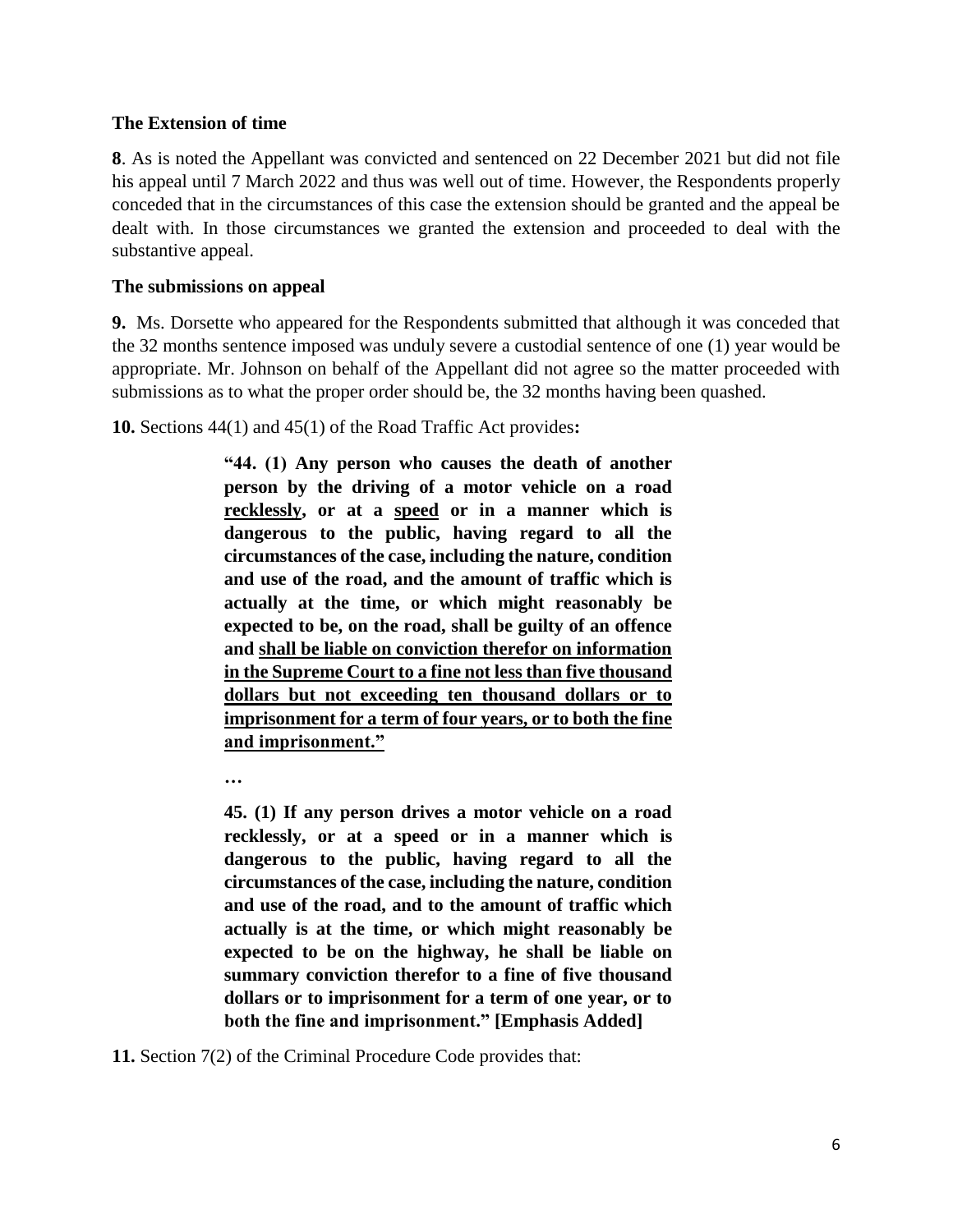### The Extension of time

**8**. As is noted the Appellant was convicted and sentenced on 22 December 2021 but did not file his appeal until 7 March 2022 and thus was well out of time. However, the Respondents properly conceded that in the circumstances of this case the extension should be granted and the appeal be dealt with. In those circumstances we granted the extension and proceeded to deal with the substantive appeal.

### The submissions on appeal

**9.** Ms. Dorsette who appeared for the Respondents submitted that although it was conceded that the 32 months sentence imposed was unduly severe a custodial sentence of one (1) year would be appropriate. Mr. Johnson on behalf of the Appellant did not agree so the matter proceeded with submissions as to what the proper order should be, the 32 months having been quashed.

**10.** Sections 44(1) and 45(1) of the Road Traffic Act provides**:**

> **"44. (1) Any person who causes the death of another person by the driving of a motor vehicle on a road <u>recklessly</u>, or at a <u>speed</u> or in a manner which is dangerous to the public, having regard to all the circumstances of the case, including the nature, condition and use of the road, and the amount of traffic which is actually at the time, or which might reasonably be expected to be, on the road, shall be guilty of an offence and <u>shall be liable on conviction therefor on information in the Supreme Court to a fine not less than five thousand dollars but not exceeding ten thousand dollars or to imprisonment for a term of four years, or to both the fine and imprisonment.</u>"**
>
> **…**
>
> **45. (1) If any person drives a motor vehicle on a road recklessly, or at a speed or in a manner which is dangerous to the public, having regard to all the circumstances of the case, including the nature, condition and use of the road, and to the amount of traffic which actually is at the time, or which might reasonably be expected to be on the highway, he shall be liable on summary conviction therefor to a fine of five thousand dollars or to imprisonment for a term of one year, or to both the fine and imprisonment." [Emphasis Added]**

**11.** Section 7(2) of the Criminal Procedure Code provides that: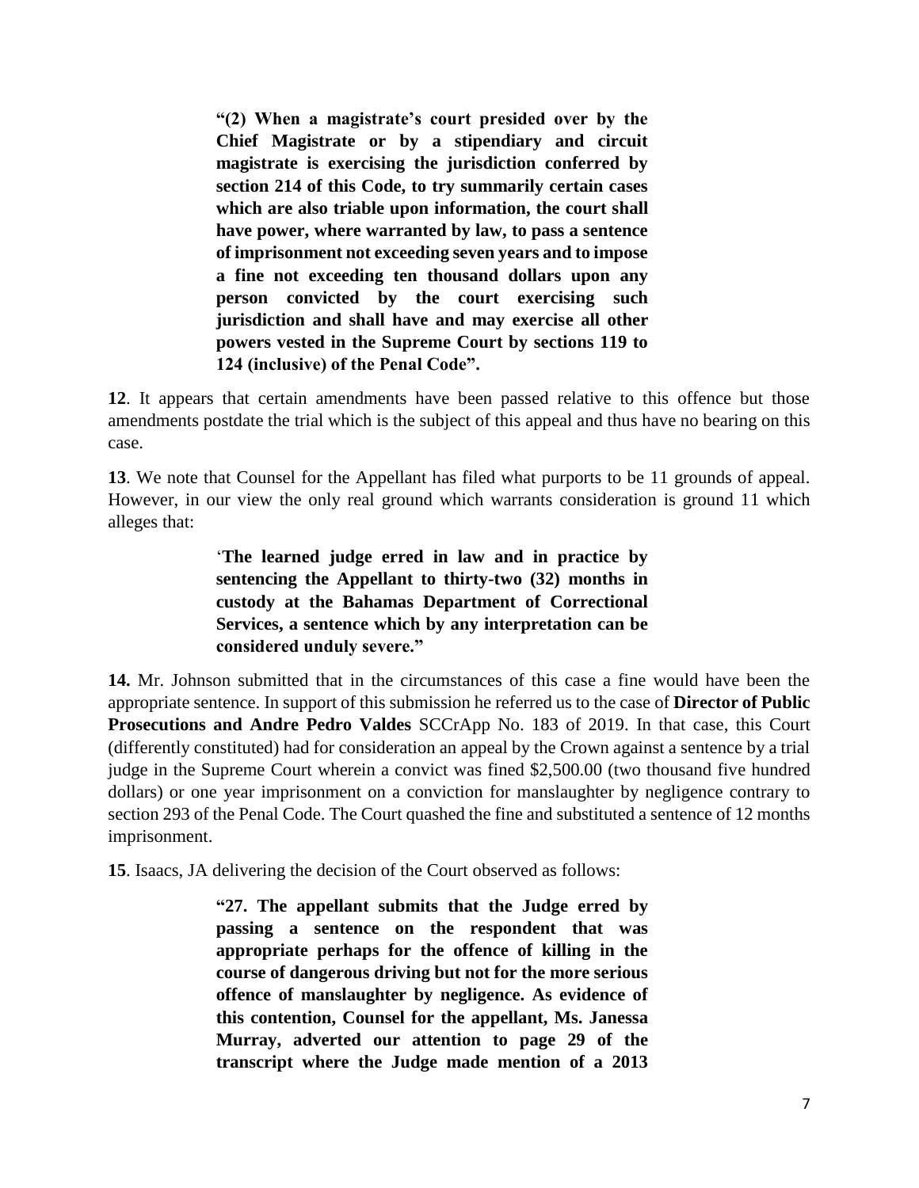> **"(2) When a magistrate's court presided over by the Chief Magistrate or by a stipendiary and circuit magistrate is exercising the jurisdiction conferred by section 214 of this Code, to try summarily certain cases which are also triable upon information, the court shall have power, where warranted by law, to pass a sentence of imprisonment not exceeding seven years and to impose a fine not exceeding ten thousand dollars upon any person convicted by the court exercising such jurisdiction and shall have and may exercise all other powers vested in the Supreme Court by sections 119 to 124 (inclusive) of the Penal Code".**

**12**. It appears that certain amendments have been passed relative to this offence but those amendments postdate the trial which is the subject of this appeal and thus have no bearing on this case.

**13**. We note that Counsel for the Appellant has filed what purports to be 11 grounds of appeal. However, in our view the only real ground which warrants consideration is ground 11 which alleges that:

> '**The learned judge erred in law and in practice by sentencing the Appellant to thirty-two (32) months in custody at the Bahamas Department of Correctional Services, a sentence which by any interpretation can be considered unduly severe."**

**14.** Mr. Johnson submitted that in the circumstances of this case a fine would have been the appropriate sentence. In support of this submission he referred us to the case of **Director of Public Prosecutions and Andre Pedro Valdes** SCCrApp No. 183 of 2019. In that case, this Court (differently constituted) had for consideration an appeal by the Crown against a sentence by a trial judge in the Supreme Court wherein a convict was fined $2,500.00 (two thousand five hundred dollars) or one year imprisonment on a conviction for manslaughter by negligence contrary to section 293 of the Penal Code. The Court quashed the fine and substituted a sentence of 12 months imprisonment.

**15**. Isaacs, JA delivering the decision of the Court observed as follows:

> **"27. The appellant submits that the Judge erred by passing a sentence on the respondent that was appropriate perhaps for the offence of killing in the course of dangerous driving but not for the more serious offence of manslaughter by negligence. As evidence of this contention, Counsel for the appellant, Ms. Janessa Murray, adverted our attention to page 29 of the transcript where the Judge made mention of a 2013**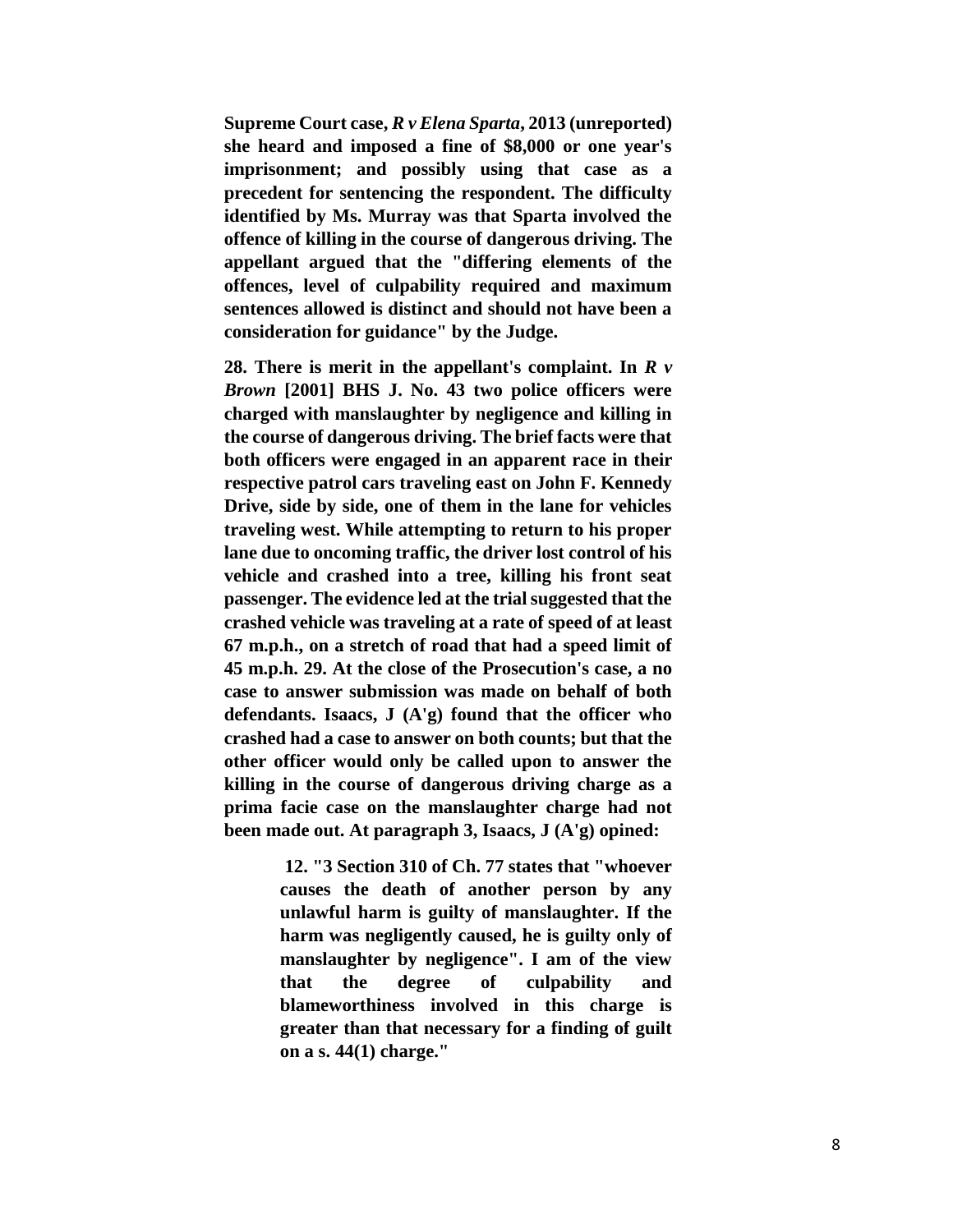**Supreme Court case, *R v Elena Sparta*, 2013 (unreported) she heard and imposed a fine of $8,000 or one year's imprisonment; and possibly using that case as a precedent for sentencing the respondent. The difficulty identified by Ms. Murray was that Sparta involved the offence of killing in the course of dangerous driving. The appellant argued that the "differing elements of the offences, level of culpability required and maximum sentences allowed is distinct and should not have been a consideration for guidance" by the Judge.**

**28. There is merit in the appellant's complaint. In *R v Brown* [2001] BHS J. No. 43 two police officers were charged with manslaughter by negligence and killing in the course of dangerous driving. The brief facts were that both officers were engaged in an apparent race in their respective patrol cars traveling east on John F. Kennedy Drive, side by side, one of them in the lane for vehicles traveling west. While attempting to return to his proper lane due to oncoming traffic, the driver lost control of his vehicle and crashed into a tree, killing his front seat passenger. The evidence led at the trial suggested that the crashed vehicle was traveling at a rate of speed of at least 67 m.p.h., on a stretch of road that had a speed limit of 45 m.p.h. 29. At the close of the Prosecution's case, a no case to answer submission was made on behalf of both defendants. Isaacs, J (A'g) found that the officer who crashed had a case to answer on both counts; but that the other officer would only be called upon to answer the killing in the course of dangerous driving charge as a prima facie case on the manslaughter charge had not been made out. At paragraph 3, Isaacs, J (A'g) opined:**

> **12. "3 Section 310 of Ch. 77 states that "whoever causes the death of another person by any unlawful harm is guilty of manslaughter. If the harm was negligently caused, he is guilty only of manslaughter by negligence". I am of the view that the degree of culpability and blameworthiness involved in this charge is greater than that necessary for a finding of guilt on a s. 44(1) charge."**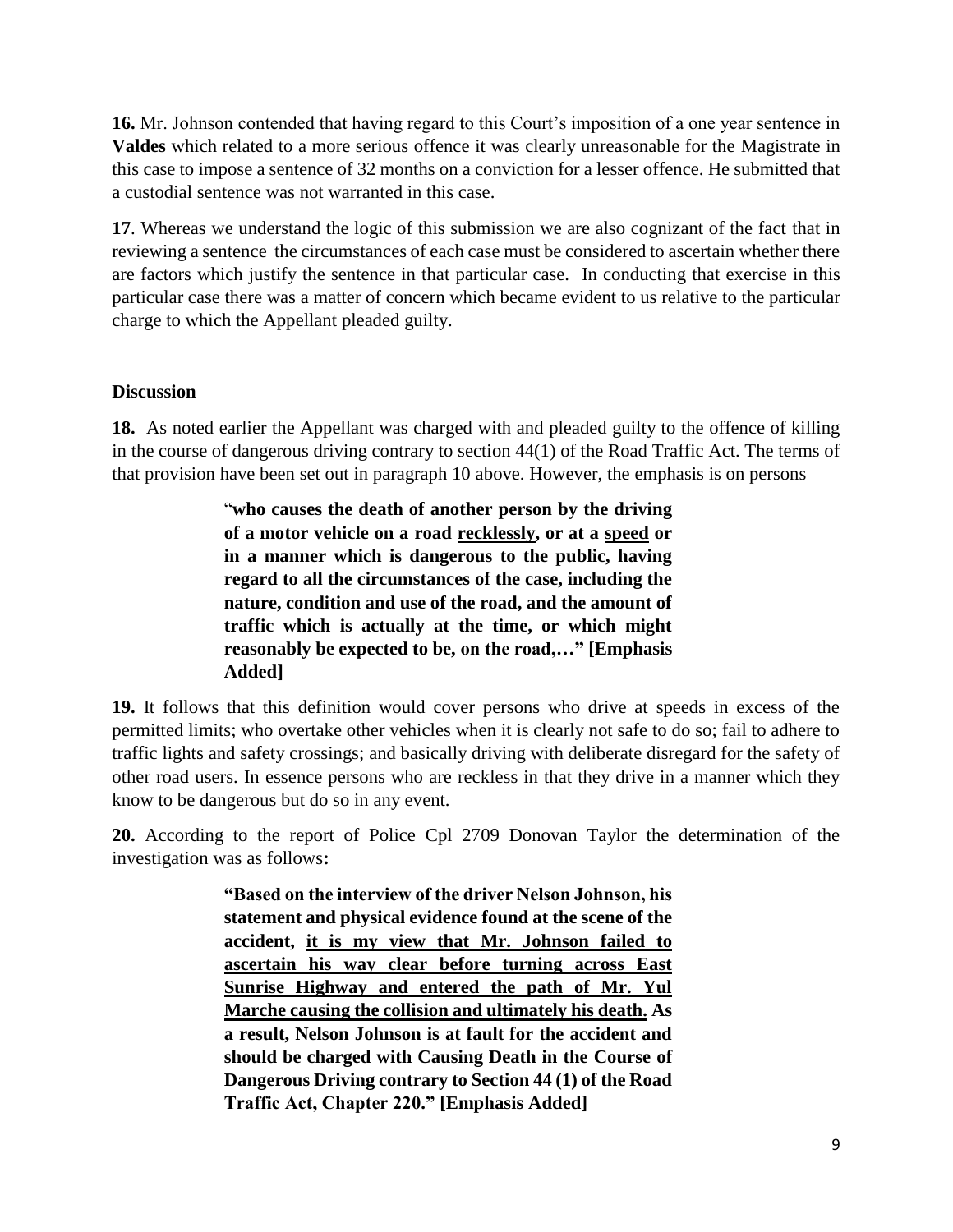**16.** Mr. Johnson contended that having regard to this Court's imposition of a one year sentence in **Valdes** which related to a more serious offence it was clearly unreasonable for the Magistrate in this case to impose a sentence of 32 months on a conviction for a lesser offence. He submitted that a custodial sentence was not warranted in this case.

**17**. Whereas we understand the logic of this submission we are also cognizant of the fact that in reviewing a sentence the circumstances of each case must be considered to ascertain whether there are factors which justify the sentence in that particular case. In conducting that exercise in this particular case there was a matter of concern which became evident to us relative to the particular charge to which the Appellant pleaded guilty.

## Discussion

**18.** As noted earlier the Appellant was charged with and pleaded guilty to the offence of killing in the course of dangerous driving contrary to section 44(1) of the Road Traffic Act. The terms of that provision have been set out in paragraph 10 above. However, the emphasis is on persons

> "**who causes the death of another person by the driving of a motor vehicle on a road <u>recklessly</u>, or at a <u>speed</u> or in a manner which is dangerous to the public, having regard to all the circumstances of the case, including the nature, condition and use of the road, and the amount of traffic which is actually at the time, or which might reasonably be expected to be, on the road,…" [Emphasis Added]**

**19.** It follows that this definition would cover persons who drive at speeds in excess of the permitted limits; who overtake other vehicles when it is clearly not safe to do so; fail to adhere to traffic lights and safety crossings; and basically driving with deliberate disregard for the safety of other road users. In essence persons who are reckless in that they drive in a manner which they know to be dangerous but do so in any event.

**20.** According to the report of Police Cpl 2709 Donovan Taylor the determination of the investigation was as follows**:**

> **"Based on the interview of the driver Nelson Johnson, his statement and physical evidence found at the scene of the accident, <u>it is my view that Mr. Johnson failed to ascertain his way clear before turning across East Sunrise Highway and entered the path of Mr. Yul Marche causing the collision and ultimately his death.</u> As a result, Nelson Johnson is at fault for the accident and should be charged with Causing Death in the Course of Dangerous Driving contrary to Section 44 (1) of the Road Traffic Act, Chapter 220." [Emphasis Added]**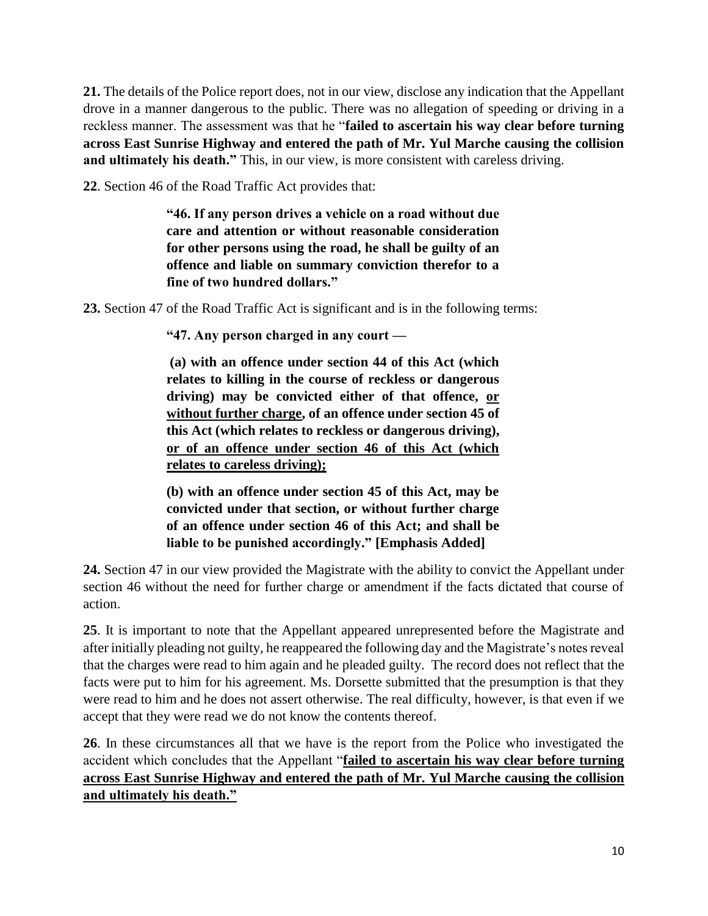**21.** The details of the Police report does, not in our view, disclose any indication that the Appellant drove in a manner dangerous to the public. There was no allegation of speeding or driving in a reckless manner. The assessment was that he "**failed to ascertain his way clear before turning across East Sunrise Highway and entered the path of Mr. Yul Marche causing the collision and ultimately his death.**" This, in our view, is more consistent with careless driving.

**22**. Section 46 of the Road Traffic Act provides that:

> **"46. If any person drives a vehicle on a road without due care and attention or without reasonable consideration for other persons using the road, he shall be guilty of an offence and liable on summary conviction therefor to a fine of two hundred dollars."**

**23.** Section 47 of the Road Traffic Act is significant and is in the following terms:

> **"47. Any person charged in any court —**
>
> **(a) with an offence under section 44 of this Act (which relates to killing in the course of reckless or dangerous driving) may be convicted either of that offence, <u>or without further charge</u>, of an offence under section 45 of this Act (which relates to reckless or dangerous driving), <u>or of an offence under section 46 of this Act (which relates to careless driving);</u>**
>
> **(b) with an offence under section 45 of this Act, may be convicted under that section, or without further charge of an offence under section 46 of this Act; and shall be liable to be punished accordingly." [Emphasis Added]**

**24.** Section 47 in our view provided the Magistrate with the ability to convict the Appellant under section 46 without the need for further charge or amendment if the facts dictated that course of action.

**25**. It is important to note that the Appellant appeared unrepresented before the Magistrate and after initially pleading not guilty, he reappeared the following day and the Magistrate's notes reveal that the charges were read to him again and he pleaded guilty. The record does not reflect that the facts were put to him for his agreement. Ms. Dorsette submitted that the presumption is that they were read to him and he does not assert otherwise. The real difficulty, however, is that even if we accept that they were read we do not know the contents thereof.

**26**. In these circumstances all that we have is the report from the Police who investigated the accident which concludes that the Appellant "**<u>failed to ascertain his way clear before turning across East Sunrise Highway and entered the path of Mr. Yul Marche causing the collision and ultimately his death."</u>**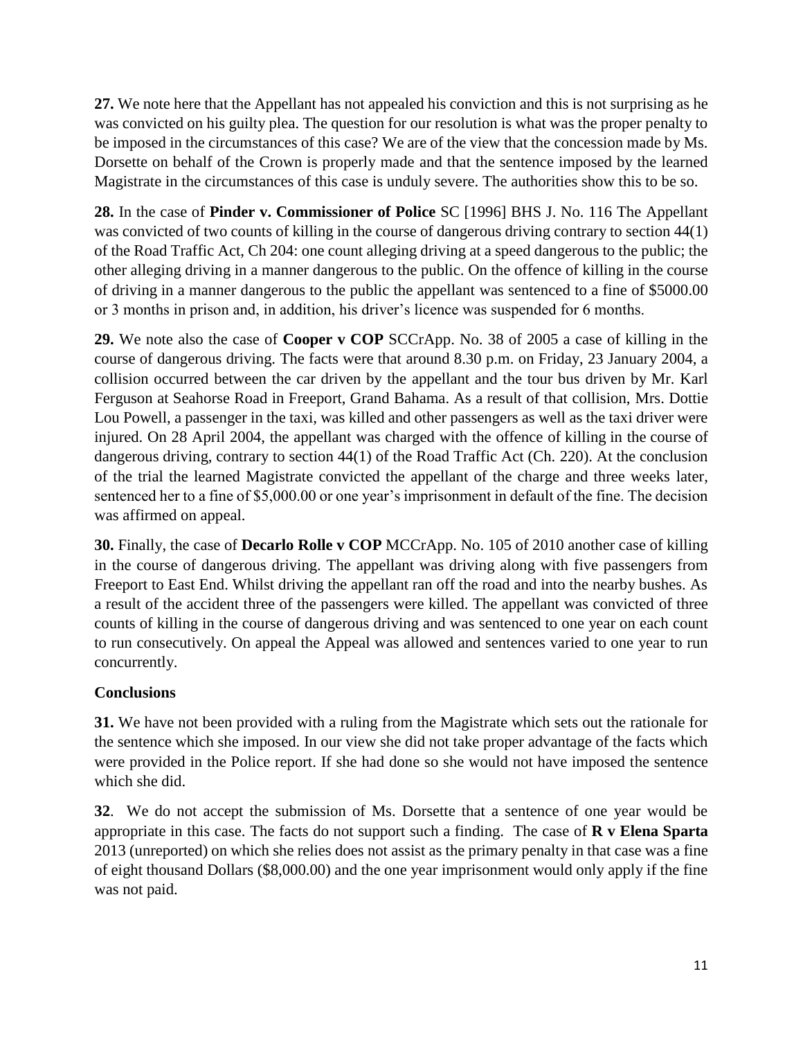**27.** We note here that the Appellant has not appealed his conviction and this is not surprising as he was convicted on his guilty plea. The question for our resolution is what was the proper penalty to be imposed in the circumstances of this case? We are of the view that the concession made by Ms. Dorsette on behalf of the Crown is properly made and that the sentence imposed by the learned Magistrate in the circumstances of this case is unduly severe. The authorities show this to be so.

**28.** In the case of **Pinder v. Commissioner of Police** SC [1996] BHS J. No. 116 The Appellant was convicted of two counts of killing in the course of dangerous driving contrary to section 44(1) of the Road Traffic Act, Ch 204: one count alleging driving at a speed dangerous to the public; the other alleging driving in a manner dangerous to the public. On the offence of killing in the course of driving in a manner dangerous to the public the appellant was sentenced to a fine of $5000.00 or 3 months in prison and, in addition, his driver's licence was suspended for 6 months.

**29.** We note also the case of **Cooper v COP** SCCrApp. No. 38 of 2005 a case of killing in the course of dangerous driving. The facts were that around 8.30 p.m. on Friday, 23 January 2004, a collision occurred between the car driven by the appellant and the tour bus driven by Mr. Karl Ferguson at Seahorse Road in Freeport, Grand Bahama. As a result of that collision, Mrs. Dottie Lou Powell, a passenger in the taxi, was killed and other passengers as well as the taxi driver were injured. On 28 April 2004, the appellant was charged with the offence of killing in the course of dangerous driving, contrary to section 44(1) of the Road Traffic Act (Ch. 220). At the conclusion of the trial the learned Magistrate convicted the appellant of the charge and three weeks later, sentenced her to a fine of $5,000.00 or one year's imprisonment in default of the fine. The decision was affirmed on appeal.

**30.** Finally, the case of **Decarlo Rolle v COP** MCCrApp. No. 105 of 2010 another case of killing in the course of dangerous driving. The appellant was driving along with five passengers from Freeport to East End. Whilst driving the appellant ran off the road and into the nearby bushes. As a result of the accident three of the passengers were killed. The appellant was convicted of three counts of killing in the course of dangerous driving and was sentenced to one year on each count to run consecutively. On appeal the Appeal was allowed and sentences varied to one year to run concurrently.

### Conclusions

**31.** We have not been provided with a ruling from the Magistrate which sets out the rationale for the sentence which she imposed. In our view she did not take proper advantage of the facts which were provided in the Police report. If she had done so she would not have imposed the sentence which she did.

**32**. We do not accept the submission of Ms. Dorsette that a sentence of one year would be appropriate in this case. The facts do not support such a finding. The case of **R v Elena Sparta** 2013 (unreported) on which she relies does not assist as the primary penalty in that case was a fine of eight thousand Dollars ($8,000.00) and the one year imprisonment would only apply if the fine was not paid.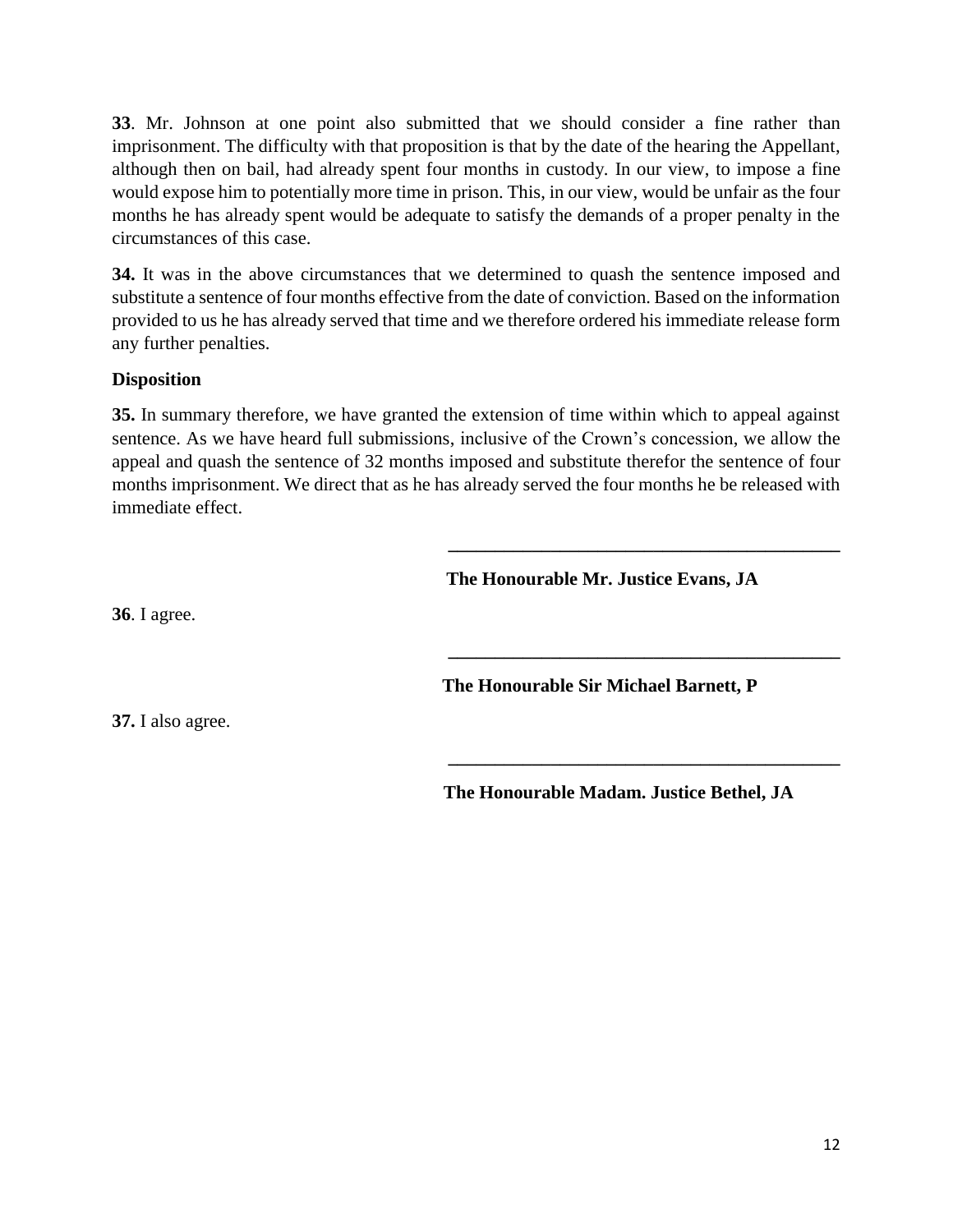**33**. Mr. Johnson at one point also submitted that we should consider a fine rather than imprisonment. The difficulty with that proposition is that by the date of the hearing the Appellant, although then on bail, had already spent four months in custody. In our view, to impose a fine would expose him to potentially more time in prison. This, in our view, would be unfair as the four months he has already spent would be adequate to satisfy the demands of a proper penalty in the circumstances of this case.

**34.** It was in the above circumstances that we determined to quash the sentence imposed and substitute a sentence of four months effective from the date of conviction. Based on the information provided to us he has already served that time and we therefore ordered his immediate release form any further penalties.

**Disposition**

**35.** In summary therefore, we have granted the extension of time within which to appeal against sentence. As we have heard full submissions, inclusive of the Crown's concession, we allow the appeal and quash the sentence of 32 months imposed and substitute therefor the sentence of four months imprisonment. We direct that as he has already served the four months he be released with immediate effect.

\_\_\_\_\_\_\_\_\_\_\_\_\_\_\_\_\_\_\_\_\_\_\_\_\_\_\_\_\_\_\_\_\_\_\_\_\_\_\_\_\_\_\_\_

**The Honourable Mr. Justice Evans, JA**

**36**. I agree.

\_\_\_\_\_\_\_\_\_\_\_\_\_\_\_\_\_\_\_\_\_\_\_\_\_\_\_\_\_\_\_\_\_\_\_\_\_\_\_\_\_\_\_\_

**The Honourable Sir Michael Barnett, P**

**37.** I also agree.

\_\_\_\_\_\_\_\_\_\_\_\_\_\_\_\_\_\_\_\_\_\_\_\_\_\_\_\_\_\_\_\_\_\_\_\_\_\_\_\_\_\_\_\_

**The Honourable Madam. Justice Bethel, JA**